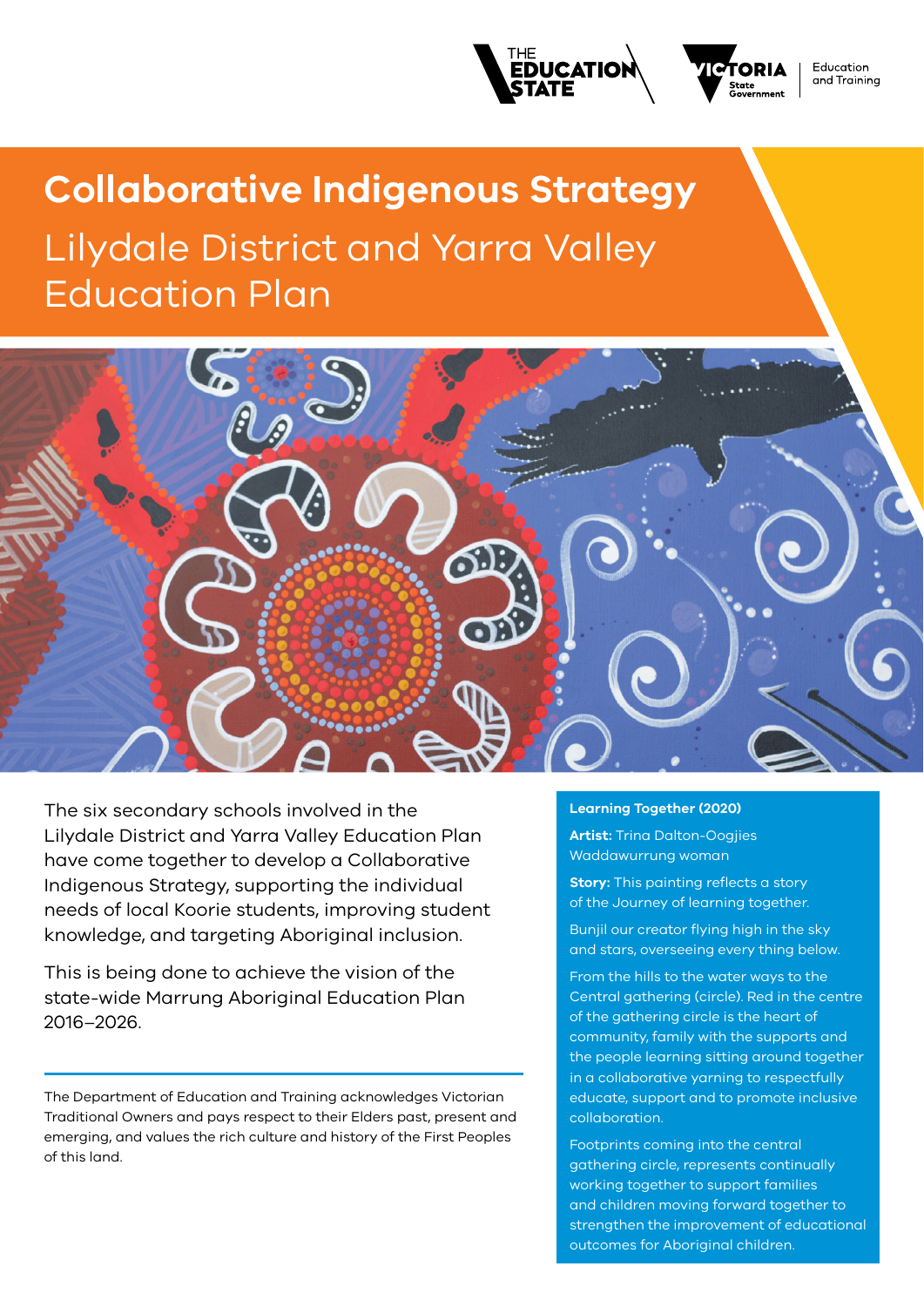# Collaborative Indigenous Strategy

## Lilydale District and Yarra Valley Education Plan

The six secondary schools involved in the Lilydale District and Yarra Valley Education Plan have come together to develop a Collaborative Indigenous Strategy, supporting the individual needs of local Koorie students, improving student knowledge, and targeting Aboriginal inclusion.

This is being done to achieve the vision of the state-wide Marrung Aboriginal Education Plan 2016–2026.

The Department of Education and Training acknowledges Victorian Traditional Owners and pays respect to their Elders past, present and emerging, and values the rich culture and history of the First Peoples of this land.

**Learning Together (2020)**

**Artist:** Trina Dalton-Oogjies Waddawurrung woman

**Story:** This painting reflects a story of the Journey of learning together.

Bunjil our creator flying high in the sky and stars, overseeing every thing below.

From the hills to the water ways to the Central gathering (circle). Red in the centre of the gathering circle is the heart of community, family with the supports and the people learning sitting around together in a collaborative yarning to respectfully educate, support and to promote inclusive collaboration.

Footprints coming into the central gathering circle, represents continually working together to support families and children moving forward together to strengthen the improvement of educational outcomes for Aboriginal children.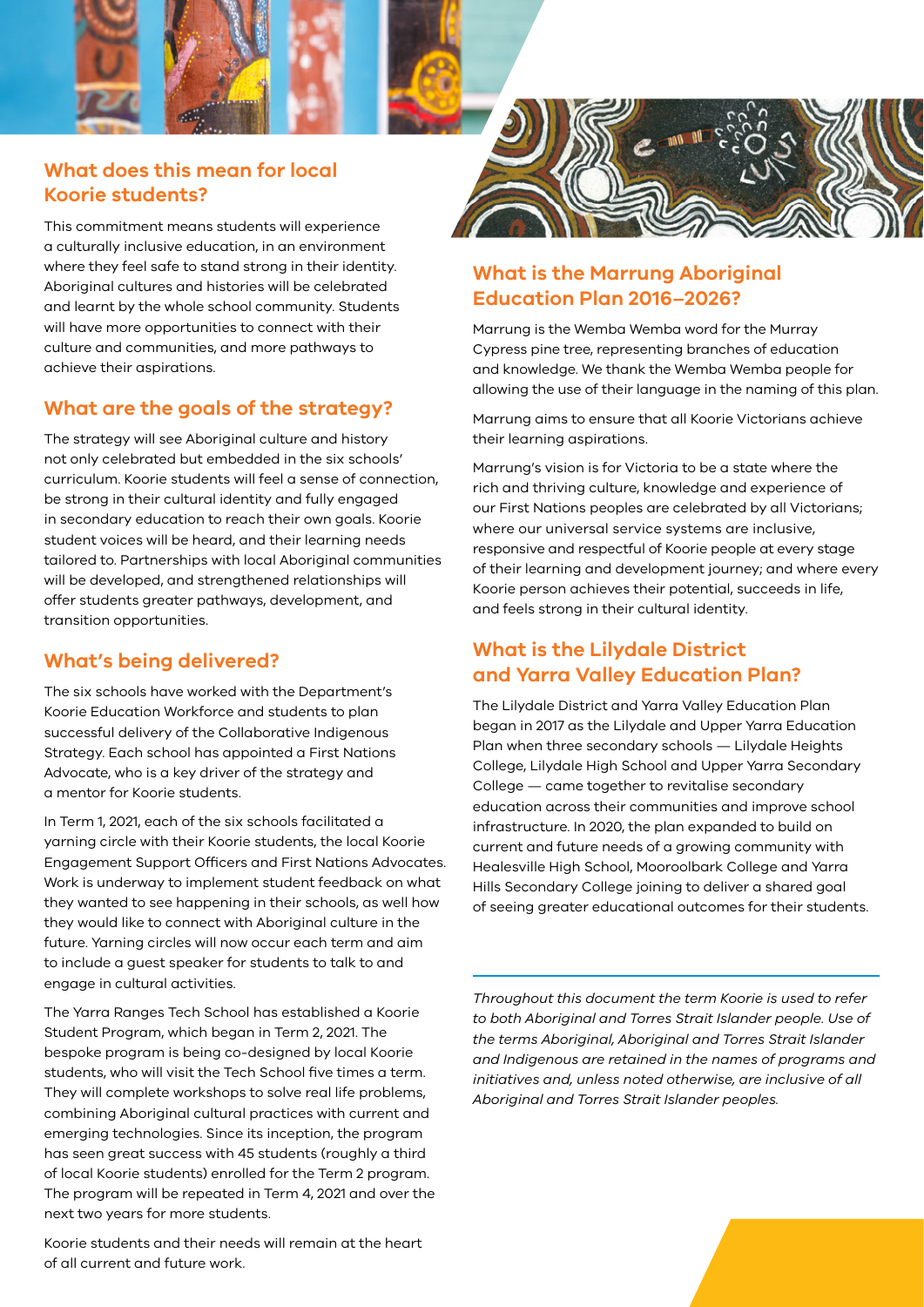## What does this mean for local Koorie students?

This commitment means students will experience a culturally inclusive education, in an environment where they feel safe to stand strong in their identity. Aboriginal cultures and histories will be celebrated and learnt by the whole school community. Students will have more opportunities to connect with their culture and communities, and more pathways to achieve their aspirations.

## What are the goals of the strategy?

The strategy will see Aboriginal culture and history not only celebrated but embedded in the six schools' curriculum. Koorie students will feel a sense of connection, be strong in their cultural identity and fully engaged in secondary education to reach their own goals. Koorie student voices will be heard, and their learning needs tailored to. Partnerships with local Aboriginal communities will be developed, and strengthened relationships will offer students greater pathways, development, and transition opportunities.

## What's being delivered?

The six schools have worked with the Department's Koorie Education Workforce and students to plan successful delivery of the Collaborative Indigenous Strategy. Each school has appointed a First Nations Advocate, who is a key driver of the strategy and a mentor for Koorie students.

In Term 1, 2021, each of the six schools facilitated a yarning circle with their Koorie students, the local Koorie Engagement Support Officers and First Nations Advocates. Work is underway to implement student feedback on what they wanted to see happening in their schools, as well how they would like to connect with Aboriginal culture in the future. Yarning circles will now occur each term and aim to include a guest speaker for students to talk to and engage in cultural activities.

The Yarra Ranges Tech School has established a Koorie Student Program, which began in Term 2, 2021. The bespoke program is being co-designed by local Koorie students, who will visit the Tech School five times a term. They will complete workshops to solve real life problems, combining Aboriginal cultural practices with current and emerging technologies. Since its inception, the program has seen great success with 45 students (roughly a third of local Koorie students) enrolled for the Term 2 program. The program will be repeated in Term 4, 2021 and over the next two years for more students.

Koorie students and their needs will remain at the heart of all current and future work.

## What is the Marrung Aboriginal Education Plan 2016–2026?

Marrung is the Wemba Wemba word for the Murray Cypress pine tree, representing branches of education and knowledge. We thank the Wemba Wemba for allowing the use of their language in the naming of this plan.

Marrung aims to ensure that all Koorie Victorians achieve their learning aspirations.

Marrung's vision is for Victoria to be a state where the rich and thriving culture, knowledge and experience of our First Nations peoples are celebrated by all Victorians; where our universal service systems are inclusive, responsive and respectful of Koorie people at every stage of their learning and development journey; and where every Koorie person achieves their potential, succeeds in life, and feels strong in their cultural identity.

## What is the Lilydale District and Yarra Valley Education Plan?

The Lilydale District and Yarra Valley Education Plan began in 2017 as the Lilydale and Upper Yarra Education Plan when three secondary schools — Lilydale Heights College, Lilydale High School and Upper Yarra Secondary College — came together to revitalise secondary education across their communities and improve school infrastructure. In 2020, the plan expanded to build on current and future needs of a growing community with Healesville High School, Mooroolbark College and Yarra Hills Secondary College joining to deliver a shared goal of seeing greater educational outcomes for their students.

---

*Throughout this document the term Koorie is used to refer to both Aboriginal and Torres Strait Islander people. Use of the terms Aboriginal, Aboriginal and Torres Strait Islander and Indigenous are retained in the names of programs and initiatives and, unless noted otherwise, are inclusive of all Aboriginal and Torres Strait Islander peoples.*